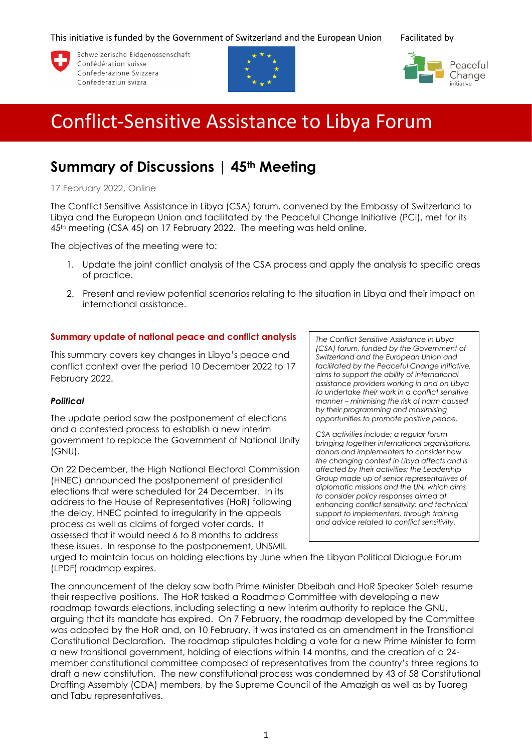This initiative is funded by the Government of Switzerland and the European Union

Schweizerische Eidgenossenschaft
Confédération suisse
Confederazione Svizzera
Confederaziun svizra

Facilitated by

Peaceful Change initiative

# Conflict-Sensitive Assistance to Libya Forum

## Summary of Discussions | 45th Meeting

17 February 2022, Online

The Conflict Sensitive Assistance in Libya (CSA) forum, convened by the Embassy of Switzerland to Libya and the European Union and facilitated by the Peaceful Change Initiative (PCi), met for its 45th meeting (CSA 45) on 17 February 2022. The meeting was held online.

The objectives of the meeting were to:

1. Update the joint conflict analysis of the CSA process and apply the analysis to specific areas of practice.
2. Present and review potential scenarios relating to the situation in Libya and their impact on international assistance.

*The Conflict Sensitive Assistance in Libya (CSA) forum, funded by the Government of Switzerland and the European Union and facilitated by the Peaceful Change initiative, aims to support the ability of international assistance providers working in and on Libya to undertake their work in a conflict sensitive manner – minimising the risk of harm caused by their programming and maximising opportunities to promote positive peace.*

*CSA activities include: a regular forum bringing together international organisations, donors and implementers to consider how the changing context in Libya affects and is affected by their activities; the Leadership Group made up of senior representatives of diplomatic missions and the UN, which aims to consider policy responses aimed at enhancing conflict sensitivity; and technical support to implementers, through training and advice related to conflict sensitivity.*

### Summary update of national peace and conflict analysis

This summary covers key changes in Libya's peace and conflict context over the period 10 December 2022 to 17 February 2022.

#### *Political*

The update period saw the postponement of elections and a contested process to establish a new interim government to replace the Government of National Unity (GNU).

On 22 December, the High National Electoral Commission (HNEC) announced the postponement of presidential elections that were scheduled for 24 December. In its address to the House of Representatives (HoR) following the delay, HNEC pointed to irregularity in the appeals process as well as claims of forged voter cards. It assessed that it would need 6 to 8 months to address these issues. In response to the postponement, UNSMIL urged to maintain focus on holding elections by June when the Libyan Political Dialogue Forum (LPDF) roadmap expires.

The announcement of the delay saw both Prime Minister Dbeibah and HoR Speaker Saleh resume their respective positions. The HoR tasked a Roadmap Committee with developing a new roadmap towards elections, including selecting a new interim authority to replace the GNU, arguing that its mandate has expired. On 7 February, the roadmap developed by the Committee was adopted by the HoR and, on 10 February, it was instated as an amendment in the Transitional Constitutional Declaration. The roadmap stipulates holding a vote for a new Prime Minister to form a new transitional government, holding of elections within 14 months, and the creation of a 24-member constitutional committee composed of representatives from the country's three regions to draft a new constitution. The new constitutional process was condemned by 43 of 58 Constitutional Drafting Assembly (CDA) members, by the Supreme Council of the Amazigh as well as by Tuareg and Tabu representatives.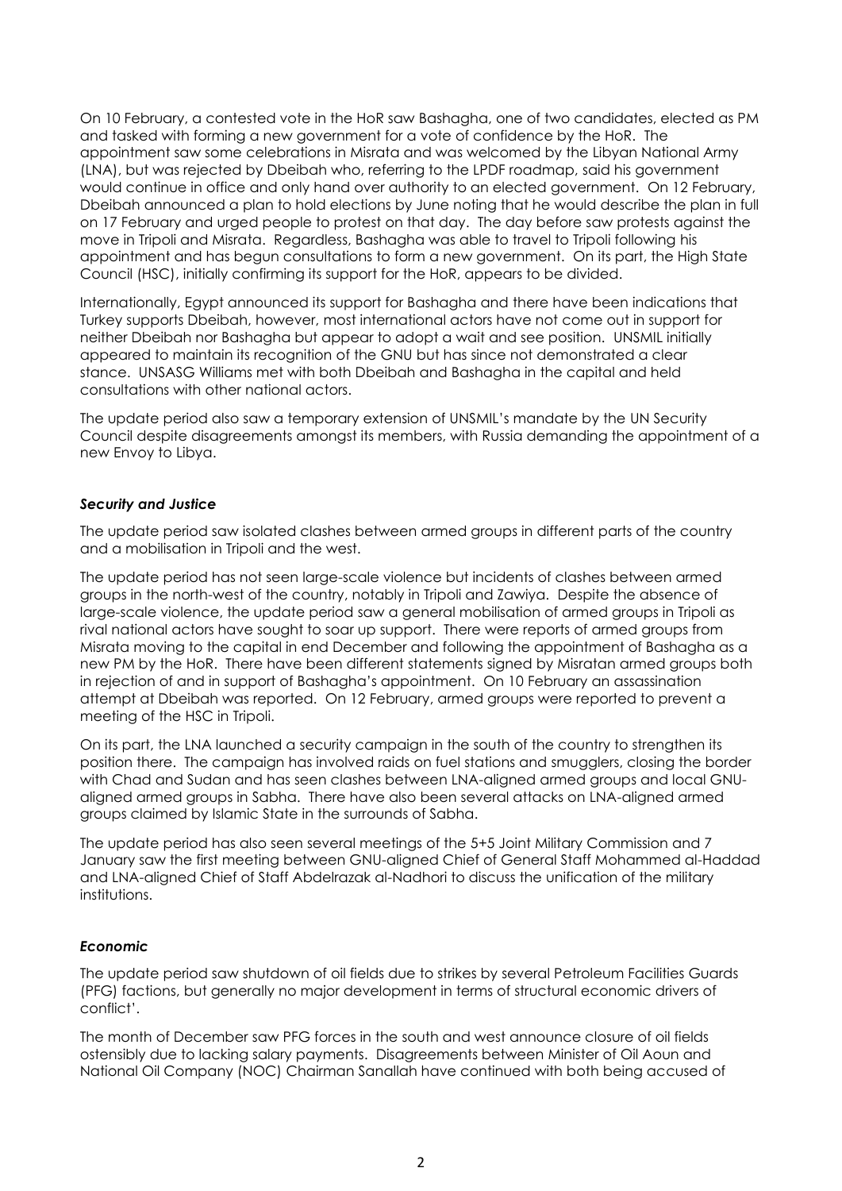On 10 February, a contested vote in the HoR saw Bashagha, one of two candidates, elected as PM and tasked with forming a new government for a vote of confidence by the HoR. The appointment saw some celebrations in Misrata and was welcomed by the Libyan National Army (LNA), but was rejected by Dbeibah who, referring to the LPDF roadmap, said his government would continue in office and only hand over authority to an elected government. On 12 February, Dbeibah announced a plan to hold elections by June noting that he would describe the plan in full on 17 February and urged people to protest on that day. The day before saw protests against the move in Tripoli and Misrata. Regardless, Bashagha was able to travel to Tripoli following his appointment and has begun consultations to form a new government. On its part, the High State Council (HSC), initially confirming its support for the HoR, appears to be divided.

Internationally, Egypt announced its support for Bashagha and there have been indications that Turkey supports Dbeibah, however, most international actors have not come out in support for neither Dbeibah nor Bashagha but appear to adopt a wait and see position. UNSMIL initially appeared to maintain its recognition of the GNU but has since not demonstrated a clear stance. UNSASG Williams met with both Dbeibah and Bashagha in the capital and held consultations with other national actors.

The update period also saw a temporary extension of UNSMIL's mandate by the UN Security Council despite disagreements amongst its members, with Russia demanding the appointment of a new Envoy to Libya.

### *Security and Justice*

The update period saw isolated clashes between armed groups in different parts of the country and a mobilisation in Tripoli and the west.

The update period has not seen large-scale violence but incidents of clashes between armed groups in the north-west of the country, notably in Tripoli and Zawiya. Despite the absence of large-scale violence, the update period saw a general mobilisation of armed groups in Tripoli as rival national actors have sought to soar up support. There were reports of armed groups from Misrata moving to the capital in end December and following the appointment of Bashagha as a new PM by the HoR. There have been different statements signed by Misratan armed groups both in rejection of and in support of Bashagha's appointment. On 10 February an assassination attempt at Dbeibah was reported. On 12 February, armed groups were reported to prevent a meeting of the HSC in Tripoli.

On its part, the LNA launched a security campaign in the south of the country to strengthen its position there. The campaign has involved raids on fuel stations and smugglers, closing the border with Chad and Sudan and has seen clashes between LNA-aligned armed groups and local GNU-aligned armed groups in Sabha. There have also been several attacks on LNA-aligned armed groups claimed by Islamic State in the surrounds of Sabha.

The update period has also seen several meetings of the 5+5 Joint Military Commission and 7 January saw the first meeting between GNU-aligned Chief of General Staff Mohammed al-Haddad and LNA-aligned Chief of Staff Abdelrazak al-Nadhori to discuss the unification of the military institutions.

### *Economic*

The update period saw shutdown of oil fields due to strikes by several Petroleum Facilities Guards (PFG) factions, but generally no major development in terms of structural economic drivers of conflict'.

The month of December saw PFG forces in the south and west announce closure of oil fields ostensibly due to lacking salary payments. Disagreements between Minister of Oil Aoun and National Oil Company (NOC) Chairman Sanallah have continued with both being accused of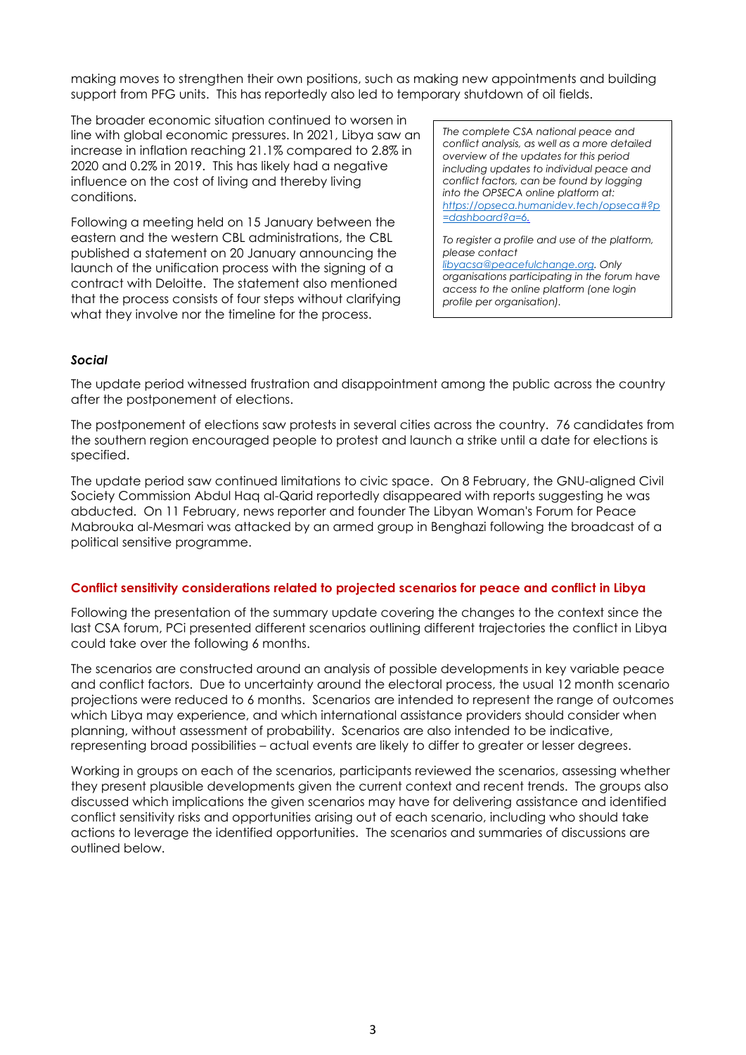making moves to strengthen their own positions, such as making new appointments and building support from PFG units. This has reportedly also led to temporary shutdown of oil fields.

The broader economic situation continued to worsen in line with global economic pressures. In 2021, Libya saw an increase in inflation reaching 21.1% compared to 2.8% in 2020 and 0.2% in 2019. This has likely had a negative influence on the cost of living and thereby living conditions.

Following a meeting held on 15 January between the eastern and the western CBL administrations, the CBL published a statement on 20 January announcing the launch of the unification process with the signing of a contract with Deloitte. The statement also mentioned that the process consists of four steps without clarifying what they involve nor the timeline for the process.

> *The complete CSA national peace and conflict analysis, as well as a more detailed overview of the updates for this period including updates to individual peace and conflict factors, can be found by logging into the OPSECA online platform at: [https://opseca.humanidev.tech/opseca#?p=dashboard?a=6.](https://opseca.humanidev.tech/opseca#?p=dashboard?a=6.)*
>
> *To register a profile and use of the platform, please contact [libyacsa@peacefulchange.org](mailto:libyacsa@peacefulchange.org). Only organisations participating in the forum have access to the online platform (one login profile per organisation).*

### *Social*

The update period witnessed frustration and disappointment among the public across the country after the postponement of elections.

The postponement of elections saw protests in several cities across the country. 76 candidates from the southern region encouraged people to protest and launch a strike until a date for elections is specified.

The update period saw continued limitations to civic space. On 8 February, the GNU-aligned Civil Society Commission Abdul Haq al-Qarid reportedly disappeared with reports suggesting he was abducted. On 11 February, news reporter and founder The Libyan Woman's Forum for Peace Mabrouka al-Mesmari was attacked by an armed group in Benghazi following the broadcast of a political sensitive programme.

## **Conflict sensitivity considerations related to projected scenarios for peace and conflict in Libya**

Following the presentation of the summary update covering the changes to the context since the last CSA forum, PCi presented different scenarios outlining different trajectories the conflict in Libya could take over the following 6 months.

The scenarios are constructed around an analysis of possible developments in key variable peace and conflict factors. Due to uncertainty around the electoral process, the usual 12 month scenario projections were reduced to 6 months. Scenarios are intended to represent the range of outcomes which Libya may experience, and which international assistance providers should consider when planning, without assessment of probability. Scenarios are also intended to be indicative, representing broad possibilities – actual events are likely to differ to greater or lesser degrees.

Working in groups on each of the scenarios, participants reviewed the scenarios, assessing whether they present plausible developments given the current context and recent trends. The groups also discussed which implications the given scenarios may have for delivering assistance and identified conflict sensitivity risks and opportunities arising out of each scenario, including who should take actions to leverage the identified opportunities. The scenarios and summaries of discussions are outlined below.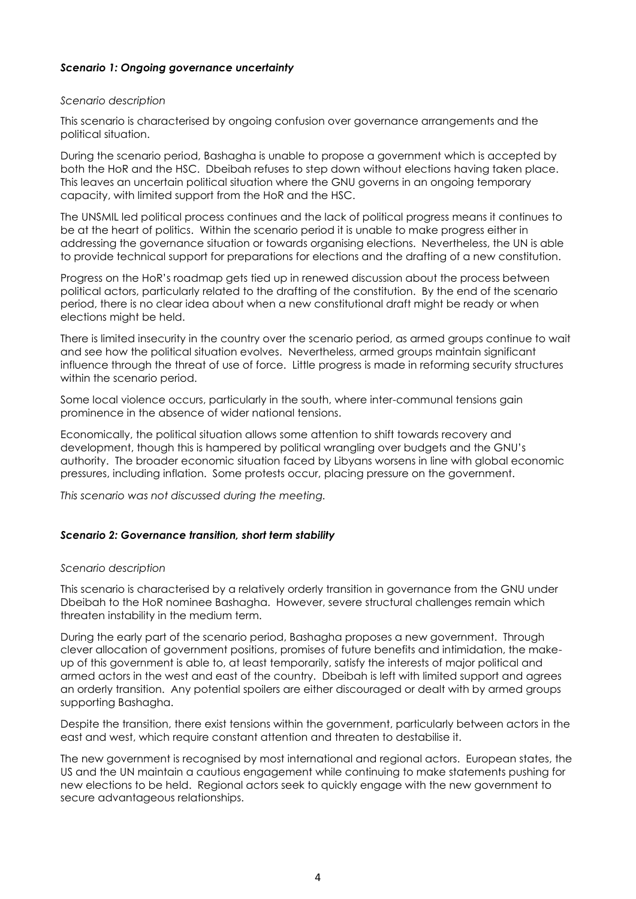***Scenario 1: Ongoing governance uncertainty***

*Scenario description*

This scenario is characterised by ongoing confusion over governance arrangements and the political situation.

During the scenario period, Bashagha is unable to propose a government which is accepted by both the HoR and the HSC. Dbeibah refuses to step down without elections having taken place. This leaves an uncertain political situation where the GNU governs in an ongoing temporary capacity, with limited support from the HoR and the HSC.

The UNSMIL led political process continues and the lack of political progress means it continues to be at the heart of politics. Within the scenario period it is unable to make progress either in addressing the governance situation or towards organising elections. Nevertheless, the UN is able to provide technical support for preparations for elections and the drafting of a new constitution.

Progress on the HoR's roadmap gets tied up in renewed discussion about the process between political actors, particularly related to the drafting of the constitution. By the end of the scenario period, there is no clear idea about when a new constitutional draft might be ready or when elections might be held.

There is limited insecurity in the country over the scenario period, as armed groups continue to wait and see how the political situation evolves. Nevertheless, armed groups maintain significant influence through the threat of use of force. Little progress is made in reforming security structures within the scenario period.

Some local violence occurs, particularly in the south, where inter-communal tensions gain prominence in the absence of wider national tensions.

Economically, the political situation allows some attention to shift towards recovery and development, though this is hampered by political wrangling over budgets and the GNU's authority. The broader economic situation faced by Libyans worsens in line with global economic pressures, including inflation. Some protests occur, placing pressure on the government.

*This scenario was not discussed during the meeting.*

***Scenario 2: Governance transition, short term stability***

*Scenario description*

This scenario is characterised by a relatively orderly transition in governance from the GNU under Dbeibah to the HoR nominee Bashagha. However, severe structural challenges remain which threaten instability in the medium term.

During the early part of the scenario period, Bashagha proposes a new government. Through clever allocation of government positions, promises of future benefits and intimidation, the make-up of this government is able to, at least temporarily, satisfy the interests of major political and armed actors in the west and east of the country. Dbeibah is left with limited support and agrees an orderly transition. Any potential spoilers are either discouraged or dealt with by armed groups supporting Bashagha.

Despite the transition, there exist tensions within the government, particularly between actors in the east and west, which require constant attention and threaten to destabilise it.

The new government is recognised by most international and regional actors. European states, the US and the UN maintain a cautious engagement while continuing to make statements pushing for new elections to be held. Regional actors seek to quickly engage with the new government to secure advantageous relationships.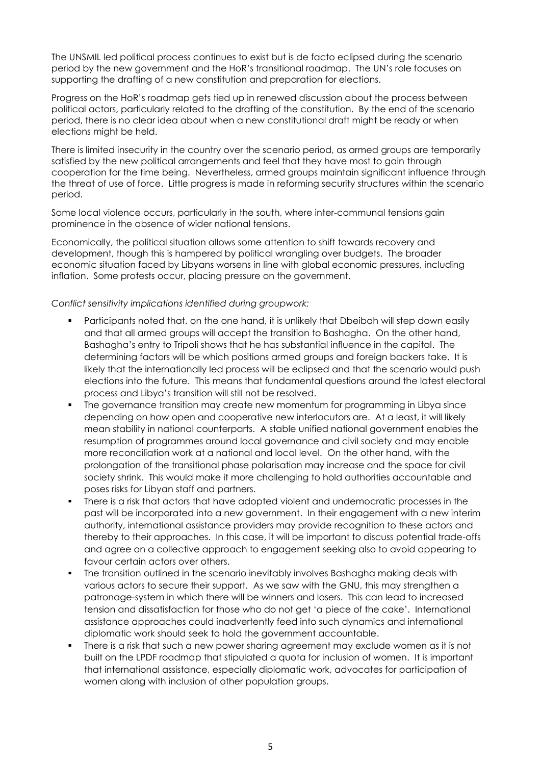The UNSMIL led political process continues to exist but is de facto eclipsed during the scenario period by the new government and the HoR's transitional roadmap. The UN's role focuses on supporting the drafting of a new constitution and preparation for elections.

Progress on the HoR's roadmap gets tied up in renewed discussion about the process between political actors, particularly related to the drafting of the constitution. By the end of the scenario period, there is no clear idea about when a new constitutional draft might be ready or when elections might be held.

There is limited insecurity in the country over the scenario period, as armed groups are temporarily satisfied by the new political arrangements and feel that they have most to gain through cooperation for the time being. Nevertheless, armed groups maintain significant influence through the threat of use of force. Little progress is made in reforming security structures within the scenario period.

Some local violence occurs, particularly in the south, where inter-communal tensions gain prominence in the absence of wider national tensions.

Economically, the political situation allows some attention to shift towards recovery and development, though this is hampered by political wrangling over budgets. The broader economic situation faced by Libyans worsens in line with global economic pressures, including inflation. Some protests occur, placing pressure on the government.

*Conflict sensitivity implications identified during groupwork:*

- Participants noted that, on the one hand, it is unlikely that Dbeibah will step down easily and that all armed groups will accept the transition to Bashagha. On the other hand, Bashagha's entry to Tripoli shows that he has substantial influence in the capital. The determining factors will be which positions armed groups and foreign backers take. It is likely that the internationally led process will be eclipsed and that the scenario would push elections into the future. This means that fundamental questions around the latest electoral process and Libya's transition will still not be resolved.
- The governance transition may create new momentum for programming in Libya since depending on how open and cooperative new interlocutors are. At a least, it will likely mean stability in national counterparts. A stable unified national government enables the resumption of programmes around local governance and civil society and may enable more reconciliation work at a national and local level. On the other hand, with the prolongation of the transitional phase polarisation may increase and the space for civil society shrink. This would make it more challenging to hold authorities accountable and poses risks for Libyan staff and partners.
- There is a risk that actors that have adopted violent and undemocratic processes in the past will be incorporated into a new government. In their engagement with a new interim authority, international assistance providers may provide recognition to these actors and thereby to their approaches. In this case, it will be important to discuss potential trade-offs and agree on a collective approach to engagement seeking also to avoid appearing to favour certain actors over others.
- The transition outlined in the scenario inevitably involves Bashagha making deals with various actors to secure their support. As we saw with the GNU, this may strengthen a patronage-system in which there will be winners and losers. This can lead to increased tension and dissatisfaction for those who do not get 'a piece of the cake'. International assistance approaches could inadvertently feed into such dynamics and international diplomatic work should seek to hold the government accountable.
- There is a risk that such a new power sharing agreement may exclude women as it is not built on the LPDF roadmap that stipulated a quota for inclusion of women. It is important that international assistance, especially diplomatic work, advocates for participation of women along with inclusion of other population groups.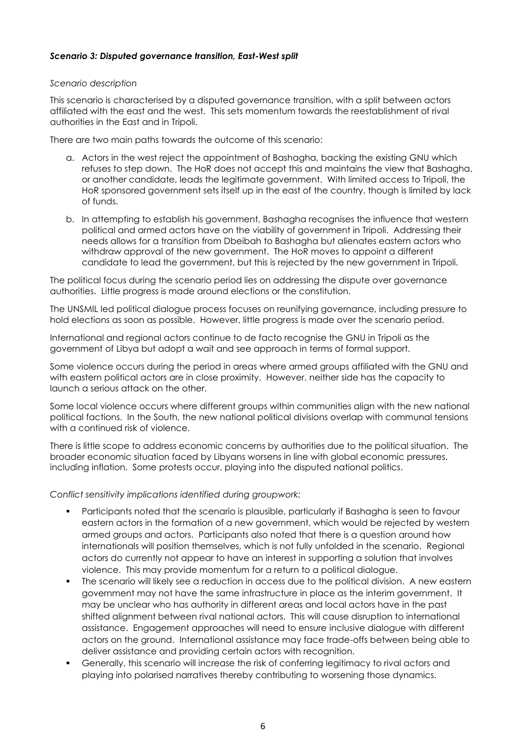***Scenario 3: Disputed governance transition, East-West split***

*Scenario description*

This scenario is characterised by a disputed governance transition, with a split between actors affiliated with the east and the west. This sets momentum towards the reestablishment of rival authorities in the East and in Tripoli.

There are two main paths towards the outcome of this scenario:

a. Actors in the west reject the appointment of Bashagha, backing the existing GNU which refuses to step down. The HoR does not accept this and maintains the view that Bashagha, or another candidate, leads the legitimate government. With limited access to Tripoli, the HoR sponsored government sets itself up in the east of the country, though is limited by lack of funds.

b. In attempting to establish his government, Bashagha recognises the influence that western political and armed actors have on the viability of government in Tripoli. Addressing their needs allows for a transition from Dbeibah to Bashagha but alienates eastern actors who withdraw approval of the new government. The HoR moves to appoint a different candidate to lead the government, but this is rejected by the new government in Tripoli.

The political focus during the scenario period lies on addressing the dispute over governance authorities. Little progress is made around elections or the constitution.

The UNSMIL led political dialogue process focuses on reunifying governance, including pressure to hold elections as soon as possible. However, little progress is made over the scenario period.

International and regional actors continue to de facto recognise the GNU in Tripoli as the government of Libya but adopt a wait and see approach in terms of formal support.

Some violence occurs during the period in areas where armed groups affiliated with the GNU and with eastern political actors are in close proximity. However, neither side has the capacity to launch a serious attack on the other.

Some local violence occurs where different groups within communities align with the new national political factions. In the South, the new national political divisions overlap with communal tensions with a continued risk of violence.

There is little scope to address economic concerns by authorities due to the political situation. The broader economic situation faced by Libyans worsens in line with global economic pressures, including inflation. Some protests occur, playing into the disputed national politics.

*Conflict sensitivity implications identified during groupwork:*

- Participants noted that the scenario is plausible, particularly if Bashagha is seen to favour eastern actors in the formation of a new government, which would be rejected by western armed groups and actors. Participants also noted that there is a question around how internationals will position themselves, which is not fully unfolded in the scenario. Regional actors do currently not appear to have an interest in supporting a solution that involves violence. This may provide momentum for a return to a political dialogue.
- The scenario will likely see a reduction in access due to the political division. A new eastern government may not have the same infrastructure in place as the interim government. It may be unclear who has authority in different areas and local actors have in the past shifted alignment between rival national actors. This will cause disruption to international assistance. Engagement approaches will need to ensure inclusive dialogue with different actors on the ground. International assistance may face trade-offs between being able to deliver assistance and providing certain actors with recognition.
- Generally, this scenario will increase the risk of conferring legitimacy to rival actors and playing into polarised narratives thereby contributing to worsening those dynamics.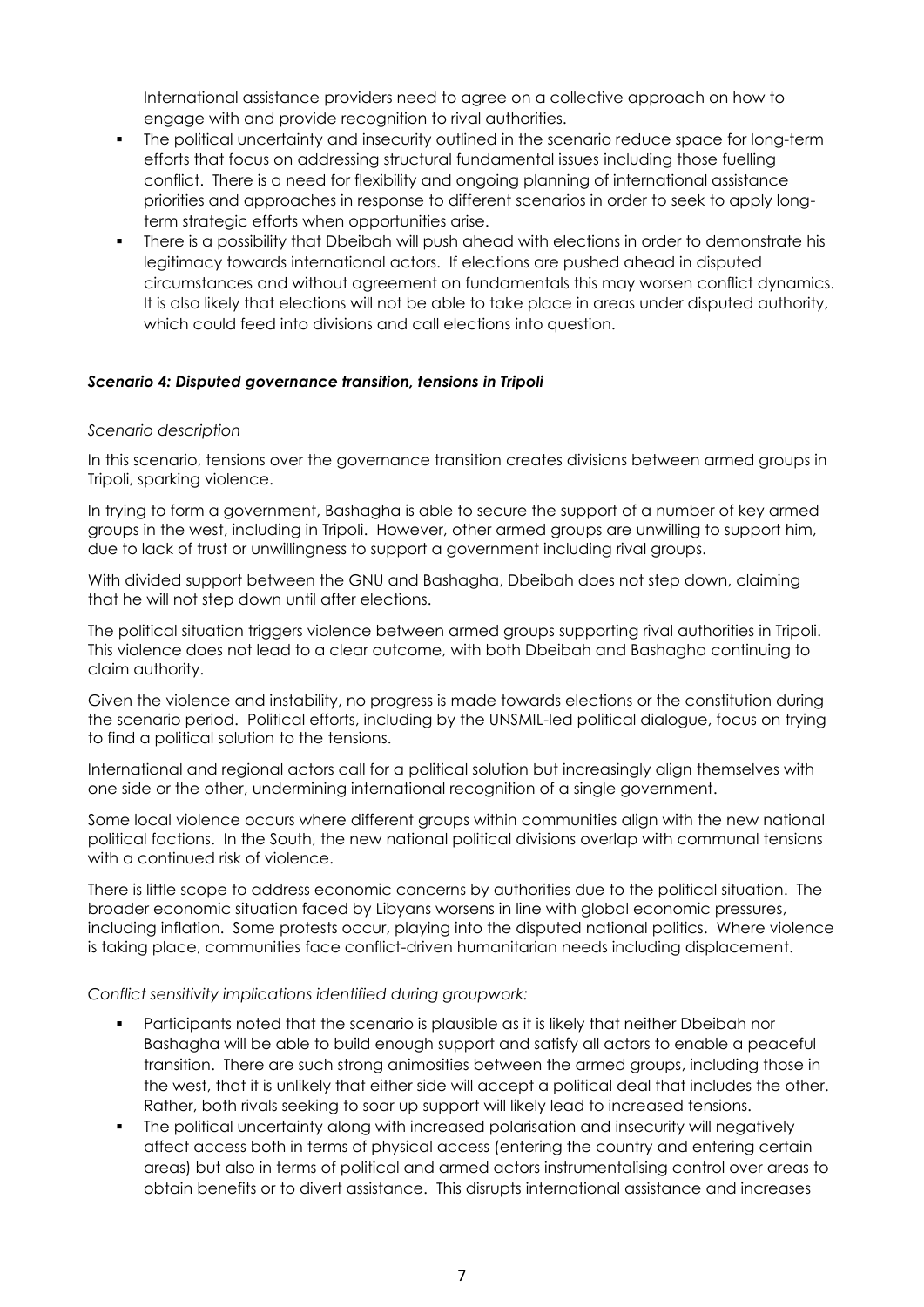International assistance providers need to agree on a collective approach on how to engage with and provide recognition to rival authorities.

- The political uncertainty and insecurity outlined in the scenario reduce space for long-term efforts that focus on addressing structural fundamental issues including those fuelling conflict. There is a need for flexibility and ongoing planning of international assistance priorities and approaches in response to different scenarios in order to seek to apply long-term strategic efforts when opportunities arise.
- There is a possibility that Dbeibah will push ahead with elections in order to demonstrate his legitimacy towards international actors. If elections are pushed ahead in disputed circumstances and without agreement on fundamentals this may worsen conflict dynamics. It is also likely that elections will not be able to take place in areas under disputed authority, which could feed into divisions and call elections into question.

***Scenario 4: Disputed governance transition, tensions in Tripoli***

*Scenario description*

In this scenario, tensions over the governance transition creates divisions between armed groups in Tripoli, sparking violence.

In trying to form a government, Bashagha is able to secure the support of a number of key armed groups in the west, including in Tripoli. However, other armed groups are unwilling to support him, due to lack of trust or unwillingness to support a government including rival groups.

With divided support between the GNU and Bashagha, Dbeibah does not step down, claiming that he will not step down until after elections.

The political situation triggers violence between armed groups supporting rival authorities in Tripoli. This violence does not lead to a clear outcome, with both Dbeibah and Bashagha continuing to claim authority.

Given the violence and instability, no progress is made towards elections or the constitution during the scenario period. Political efforts, including by the UNSMIL-led political dialogue, focus on trying to find a political solution to the tensions.

International and regional actors call for a political solution but increasingly align themselves with one side or the other, undermining international recognition of a single government.

Some local violence occurs where different groups within communities align with the new national political factions. In the South, the new national political divisions overlap with communal tensions with a continued risk of violence.

There is little scope to address economic concerns by authorities due to the political situation. The broader economic situation faced by Libyans worsens in line with global economic pressures, including inflation. Some protests occur, playing into the disputed national politics. Where violence is taking place, communities face conflict-driven humanitarian needs including displacement.

*Conflict sensitivity implications identified during groupwork:*

- Participants noted that the scenario is plausible as it is likely that neither Dbeibah nor Bashagha will be able to build enough support and satisfy all actors to enable a peaceful transition. There are such strong animosities between the armed groups, including those in the west, that it is unlikely that either side will accept a political deal that includes the other. Rather, both rivals seeking to soar up support will likely lead to increased tensions.
- The political uncertainty along with increased polarisation and insecurity will negatively affect access both in terms of physical access (entering the country and entering certain areas) but also in terms of political and armed actors instrumentalising control over areas to obtain benefits or to divert assistance. This disrupts international assistance and increases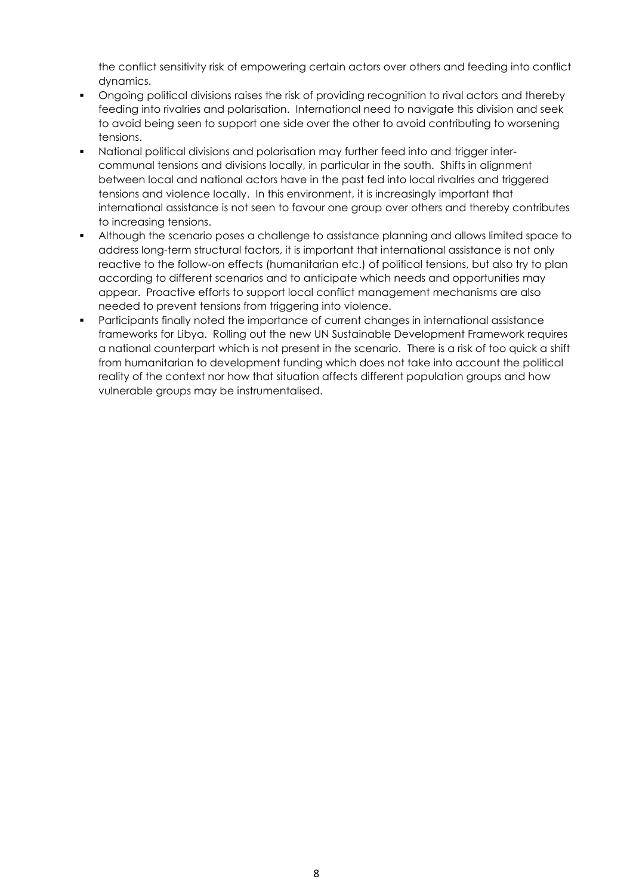the conflict sensitivity risk of empowering certain actors over others and feeding into conflict dynamics.

- Ongoing political divisions raises the risk of providing recognition to rival actors and thereby feeding into rivalries and polarisation. International need to navigate this division and seek to avoid being seen to support one side over the other to avoid contributing to worsening tensions.
- National political divisions and polarisation may further feed into and trigger inter-communal tensions and divisions locally, in particular in the south. Shifts in alignment between local and national actors have in the past fed into local rivalries and triggered tensions and violence locally. In this environment, it is increasingly important that international assistance is not seen to favour one group over others and thereby contributes to increasing tensions.
- Although the scenario poses a challenge to assistance planning and allows limited space to address long-term structural factors, it is important that international assistance is not only reactive to the follow-on effects (humanitarian etc.) of political tensions, but also try to plan according to different scenarios and to anticipate which needs and opportunities may appear. Proactive efforts to support local conflict management mechanisms are also needed to prevent tensions from triggering into violence.
- Participants finally noted the importance of current changes in international assistance frameworks for Libya. Rolling out the new UN Sustainable Development Framework requires a national counterpart which is not present in the scenario. There is a risk of too quick a shift from humanitarian to development funding which does not take into account the political reality of the context nor how that situation affects different population groups and how vulnerable groups may be instrumentalised.